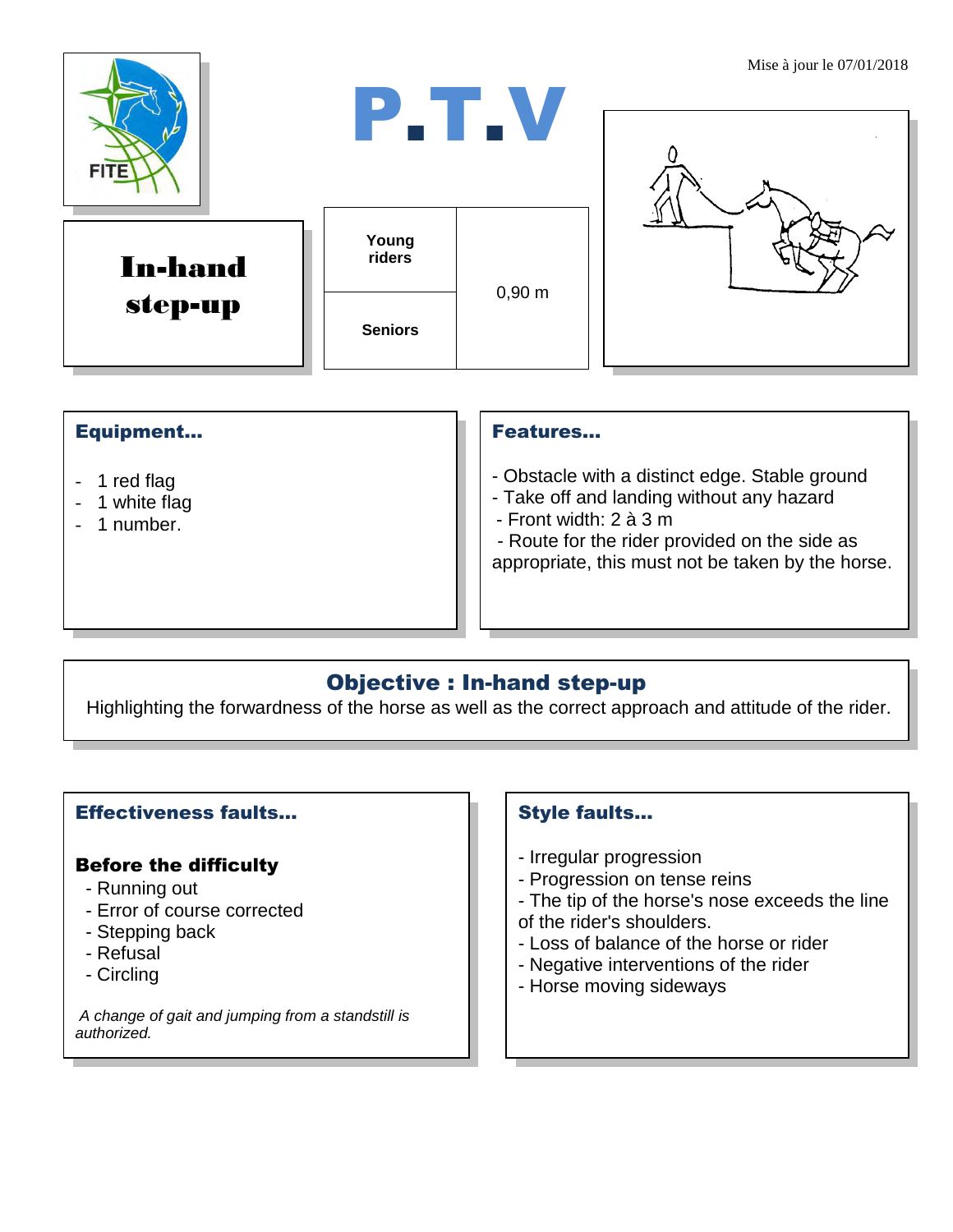Mise à jour le 07/01/2018

# P.T.V

## In-hand step-up

| Young riders | 0,90 m |
|---|---|
| Seniors | |

### Equipment…

- 1 red flag
- 1 white flag
- 1 number.

### Features…

- Obstacle with a distinct edge. Stable ground
- Take off and landing without any hazard
- Front width: 2 à 3 m
- Route for the rider provided on the side as appropriate, this must not be taken by the horse.

### Objective : In-hand step-up

Highlighting the forwardness of the horse as well as the correct approach and attitude of the rider.

### Effectiveness faults…

**Before the difficulty**

- Running out
- Error of course corrected
- Stepping back
- Refusal
- Circling

*A change of gait and jumping from a standstill is authorized.*

### Style faults…

- Irregular progression
- Progression on tense reins
- The tip of the horse's nose exceeds the line of the rider's shoulders.
- Loss of balance of the horse or rider
- Negative interventions of the rider
- Horse moving sideways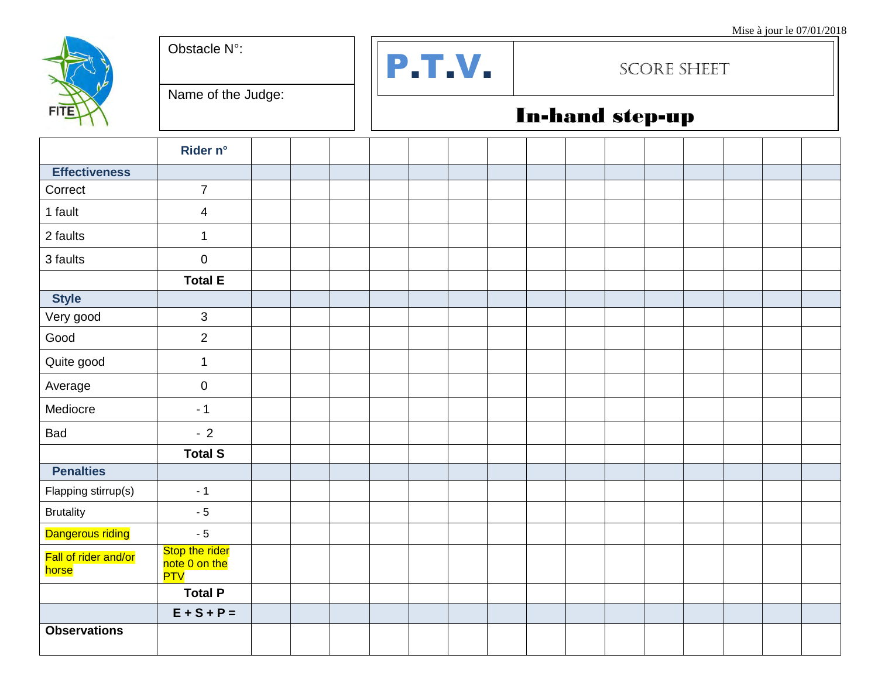Mise à jour le 07/01/2018

FITE

Obstacle N°:

Name of the Judge:

# P.T.V.

SCORE SHEET

## In-hand step-up

| | Rider n° | | | | | | | | | | | | | | | |
|---|---|---|---|---|---|---|---|---|---|---|---|---|---|---|---|---|
| **Effectiveness** | | | | | | | | | | | | | | | | |
| Correct | 7 | | | | | | | | | | | | | | | |
| 1 fault | 4 | | | | | | | | | | | | | | | |
| 2 faults | 1 | | | | | | | | | | | | | | | |
| 3 faults | 0 | | | | | | | | | | | | | | | |
| | **Total E** | | | | | | | | | | | | | | | |
| **Style** | | | | | | | | | | | | | | | | |
| Very good | 3 | | | | | | | | | | | | | | | |
| Good | 2 | | | | | | | | | | | | | | | |
| Quite good | 1 | | | | | | | | | | | | | | | |
| Average | 0 | | | | | | | | | | | | | | | |
| Mediocre | - 1 | | | | | | | | | | | | | | | |
| Bad | - 2 | | | | | | | | | | | | | | | |
| | **Total S** | | | | | | | | | | | | | | | |
| **Penalties** | | | | | | | | | | | | | | | | |
| Flapping stirrup(s) | - 1 | | | | | | | | | | | | | | | |
| Brutality | - 5 | | | | | | | | | | | | | | | |
| Dangerous riding | - 5 | | | | | | | | | | | | | | | |
| Fall of rider and/or horse | Stop the rider note 0 on the PTV | | | | | | | | | | | | | | | |
| | **Total P** | | | | | | | | | | | | | | | |
| | **E + S + P =** | | | | | | | | | | | | | | | |
| **Observations** | | | | | | | | | | | | | | | | |